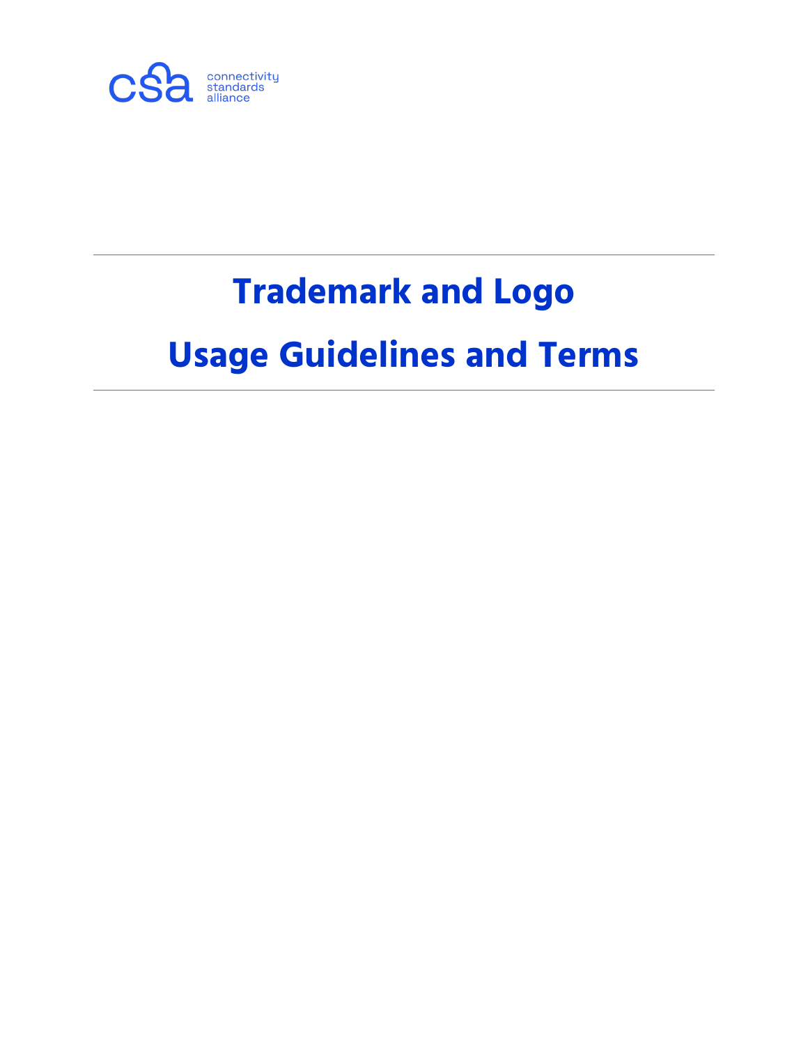csa connectivity standards alliance

# Trademark and Logo

# Usage Guidelines and Terms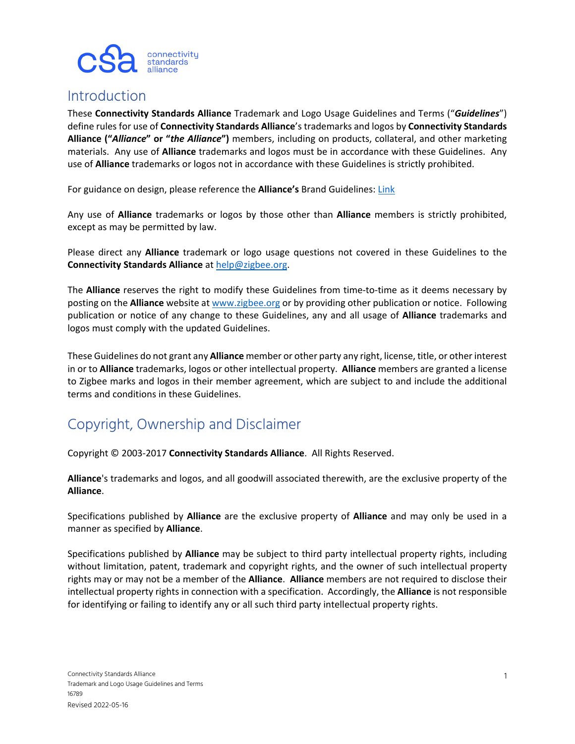## Introduction

These **Connectivity Standards Alliance** Trademark and Logo Usage Guidelines and Terms ("***Guidelines***") define rules for use of **Connectivity Standards Alliance**'s trademarks and logos by **Connectivity Standards Alliance ("*Alliance*" or "*the Alliance*")** members, including on products, collateral, and other marketing materials. Any use of **Alliance** trademarks and logos must be in accordance with these Guidelines. Any use of **Alliance** trademarks or logos not in accordance with these Guidelines is strictly prohibited.

For guidance on design, please reference the **Alliance's** Brand Guidelines: Link

Any use of **Alliance** trademarks or logos by those other than **Alliance** members is strictly prohibited, except as may be permitted by law.

Please direct any **Alliance** trademark or logo usage questions not covered in these Guidelines to the **Connectivity Standards Alliance** at help@zigbee.org.

The **Alliance** reserves the right to modify these Guidelines from time-to-time as it deems necessary by posting on the **Alliance** website at www.zigbee.org or by providing other publication or notice. Following publication or notice of any change to these Guidelines, any and all usage of **Alliance** trademarks and logos must comply with the updated Guidelines.

These Guidelines do not grant any **Alliance** member or other party any right, license, title, or other interest in or to **Alliance** trademarks, logos or other intellectual property. **Alliance** members are granted a license to Zigbee marks and logos in their member agreement, which are subject to and include the additional terms and conditions in these Guidelines.

## Copyright, Ownership and Disclaimer

Copyright © 2003-2017 **Connectivity Standards Alliance**. All Rights Reserved.

**Alliance**'s trademarks and logos, and all goodwill associated therewith, are the exclusive property of the **Alliance**.

Specifications published by **Alliance** are the exclusive property of **Alliance** and may only be used in a manner as specified by **Alliance**.

Specifications published by **Alliance** may be subject to third party intellectual property rights, including without limitation, patent, trademark and copyright rights, and the owner of such intellectual property rights may or may not be a member of the **Alliance**. **Alliance** members are not required to disclose their intellectual property rights in connection with a specification. Accordingly, the **Alliance** is not responsible for identifying or failing to identify any or all such third party intellectual property rights.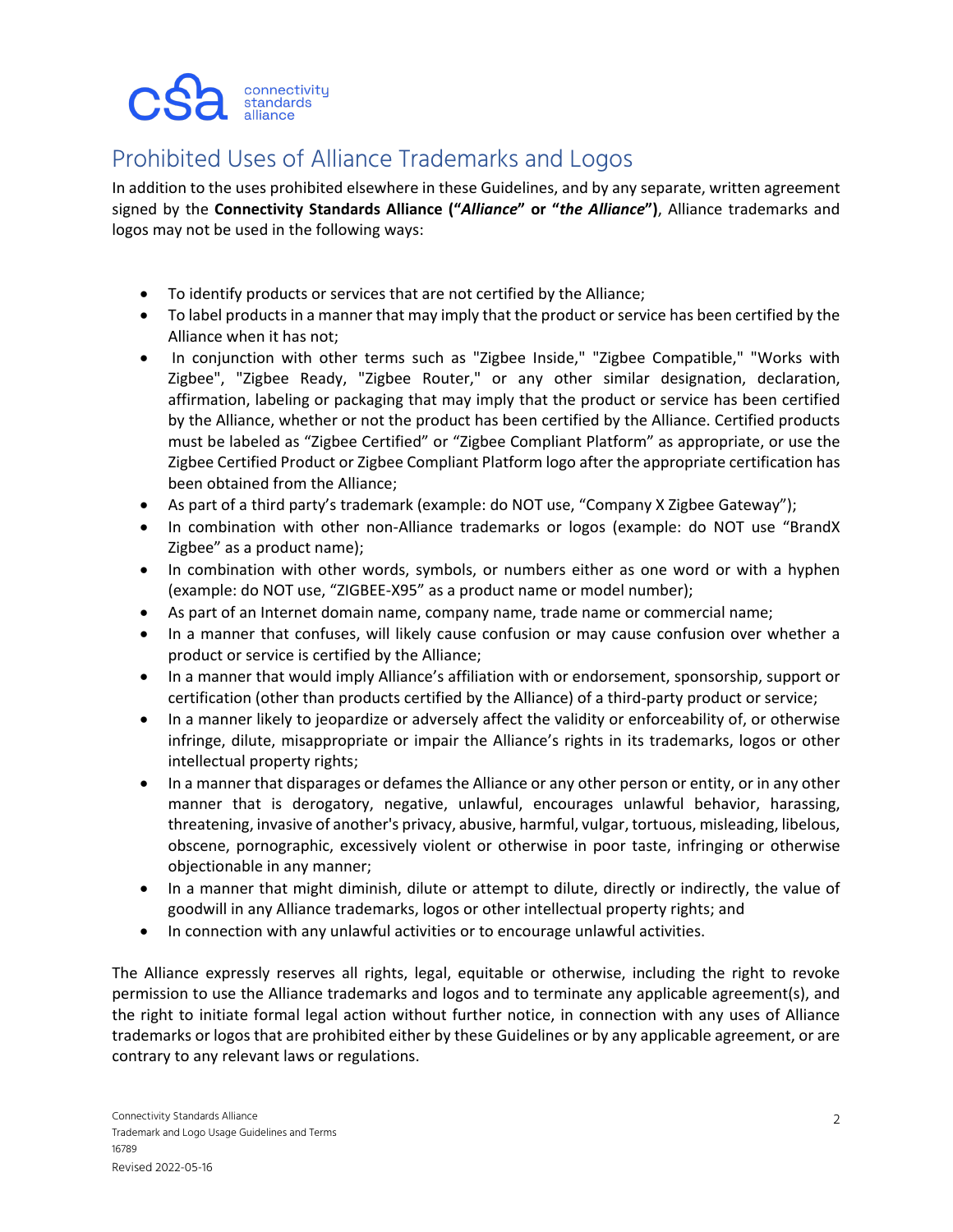# Prohibited Uses of Alliance Trademarks and Logos

In addition to the uses prohibited elsewhere in these Guidelines, and by any separate, written agreement signed by the **Connectivity Standards Alliance ("*Alliance*" or "*the Alliance*")**, Alliance trademarks and logos may not be used in the following ways:

- To identify products or services that are not certified by the Alliance;
- To label products in a manner that may imply that the product or service has been certified by the Alliance when it has not;
- In conjunction with other terms such as "Zigbee Inside," "Zigbee Compatible," "Works with Zigbee", "Zigbee Ready, "Zigbee Router," or any other similar designation, declaration, affirmation, labeling or packaging that may imply that the product or service has been certified by the Alliance, whether or not the product has been certified by the Alliance. Certified products must be labeled as "Zigbee Certified" or "Zigbee Compliant Platform" as appropriate, or use the Zigbee Certified Product or Zigbee Compliant Platform logo after the appropriate certification has been obtained from the Alliance;
- As part of a third party's trademark (example: do NOT use, "Company X Zigbee Gateway");
- In combination with other non-Alliance trademarks or logos (example: do NOT use "BrandX Zigbee" as a product name);
- In combination with other words, symbols, or numbers either as one word or with a hyphen (example: do NOT use, "ZIGBEE-X95" as a product name or model number);
- As part of an Internet domain name, company name, trade name or commercial name;
- In a manner that confuses, will likely cause confusion or may cause confusion over whether a product or service is certified by the Alliance;
- In a manner that would imply Alliance's affiliation with or endorsement, sponsorship, support or certification (other than products certified by the Alliance) of a third-party product or service;
- In a manner likely to jeopardize or adversely affect the validity or enforceability of, or otherwise infringe, dilute, misappropriate or impair the Alliance's rights in its trademarks, logos or other intellectual property rights;
- In a manner that disparages or defames the Alliance or any other person or entity, or in any other manner that is derogatory, negative, unlawful, encourages unlawful behavior, harassing, threatening, invasive of another's privacy, abusive, harmful, vulgar, tortuous, misleading, libelous, obscene, pornographic, excessively violent or otherwise in poor taste, infringing or otherwise objectionable in any manner;
- In a manner that might diminish, dilute or attempt to dilute, directly or indirectly, the value of goodwill in any Alliance trademarks, logos or other intellectual property rights; and
- In connection with any unlawful activities or to encourage unlawful activities.

The Alliance expressly reserves all rights, legal, equitable or otherwise, including the right to revoke permission to use the Alliance trademarks and logos and to terminate any applicable agreement(s), and the right to initiate formal legal action without further notice, in connection with any uses of Alliance trademarks or logos that are prohibited either by these Guidelines or by any applicable agreement, or are contrary to any relevant laws or regulations.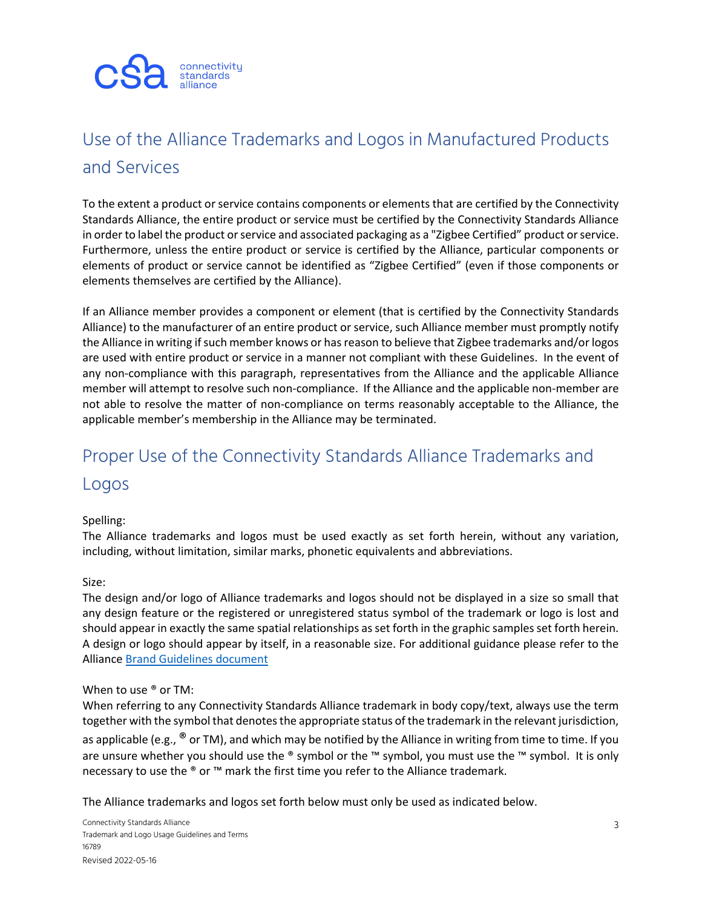## Use of the Alliance Trademarks and Logos in Manufactured Products and Services

To the extent a product or service contains components or elements that are certified by the Connectivity Standards Alliance, the entire product or service must be certified by the Connectivity Standards Alliance in order to label the product or service and associated packaging as a "Zigbee Certified" product or service. Furthermore, unless the entire product or service is certified by the Alliance, particular components or elements of product or service cannot be identified as "Zigbee Certified" (even if those components or elements themselves are certified by the Alliance).

If an Alliance member provides a component or element (that is certified by the Connectivity Standards Alliance) to the manufacturer of an entire product or service, such Alliance member must promptly notify the Alliance in writing if such member knows or has reason to believe that Zigbee trademarks and/or logos are used with entire product or service in a manner not compliant with these Guidelines. In the event of any non-compliance with this paragraph, representatives from the Alliance and the applicable Alliance member will attempt to resolve such non-compliance. If the Alliance and the applicable non-member are not able to resolve the matter of non-compliance on terms reasonably acceptable to the Alliance, the applicable member's membership in the Alliance may be terminated.

## Proper Use of the Connectivity Standards Alliance Trademarks and Logos

Spelling:
The Alliance trademarks and logos must be used exactly as set forth herein, without any variation, including, without limitation, similar marks, phonetic equivalents and abbreviations.

Size:
The design and/or logo of Alliance trademarks and logos should not be displayed in a size so small that any design feature or the registered or unregistered status symbol of the trademark or logo is lost and should appear in exactly the same spatial relationships as set forth in the graphic samples set forth herein. A design or logo should appear by itself, in a reasonable size. For additional guidance please refer to the Alliance [Brand Guidelines document]

When to use ® or TM:
When referring to any Connectivity Standards Alliance trademark in body copy/text, always use the term together with the symbol that denotes the appropriate status of the trademark in the relevant jurisdiction, as applicable (e.g., ® or TM), and which may be notified by the Alliance in writing from time to time. If you are unsure whether you should use the ® symbol or the ™ symbol, you must use the ™ symbol. It is only necessary to use the ® or ™ mark the first time you refer to the Alliance trademark.

The Alliance trademarks and logos set forth below must only be used as indicated below.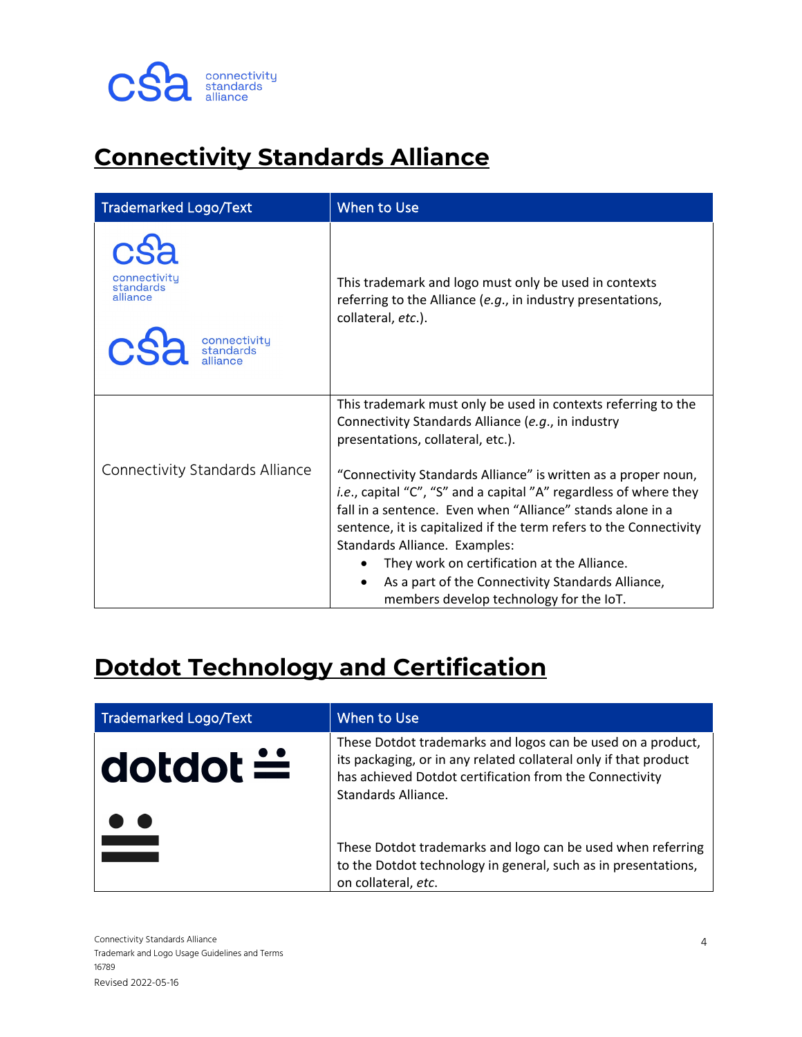## Connectivity Standards Alliance

| Trademarked Logo/Text | When to Use |
|---|---|
| csa connectivity standards alliance | This trademark and logo must only be used in contexts referring to the Alliance (*e.g.*, in industry presentations, collateral, *etc*.). |
| Connectivity Standards Alliance | This trademark must only be used in contexts referring to the Connectivity Standards Alliance (*e.g.*, in industry presentations, collateral, etc.).<br><br>"Connectivity Standards Alliance" is written as a proper noun, *i.e.*, capital "C", "S" and a capital "A" regardless of where they fall in a sentence. Even when "Alliance" stands alone in a sentence, it is capitalized if the term refers to the Connectivity Standards Alliance. Examples:<br>• They work on certification at the Alliance.<br>• As a part of the Connectivity Standards Alliance, members develop technology for the IoT. |

## Dotdot Technology and Certification

| Trademarked Logo/Text | When to Use |
|---|---|
| dotdot | These Dotdot trademarks and logos can be used on a product, its packaging, or in any related collateral only if that product has achieved Dotdot certification from the Connectivity Standards Alliance.<br><br>These Dotdot trademarks and logo can be used when referring to the Dotdot technology in general, such as in presentations, on collateral, *etc*. |

Connectivity Standards Alliance
Trademark and Logo Usage Guidelines and Terms
16789
Revised 2022-05-16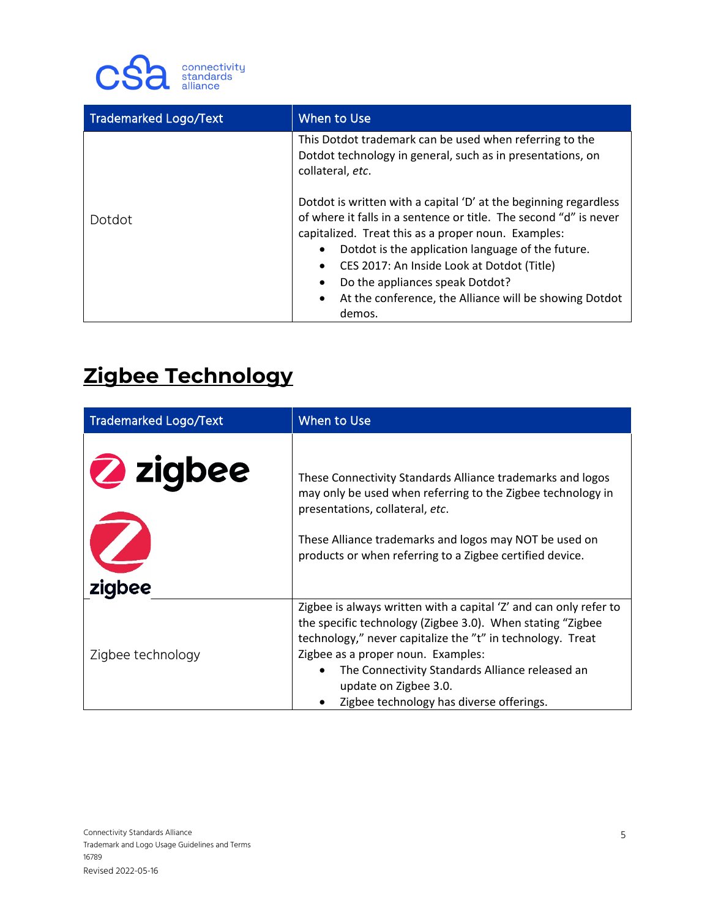| Trademarked Logo/Text | When to Use |
| --- | --- |
| Dotdot | This Dotdot trademark can be used when referring to the Dotdot technology in general, such as in presentations, on collateral, *etc*.<br><br>Dotdot is written with a capital 'D' at the beginning regardless of where it falls in a sentence or title. The second "d" is never capitalized. Treat this as a proper noun. Examples:<br>• Dotdot is the application language of the future.<br>• CES 2017: An Inside Look at Dotdot (Title)<br>• Do the appliances speak Dotdot?<br>• At the conference, the Alliance will be showing Dotdot demos. |

# Zigbee Technology

| Trademarked Logo/Text | When to Use |
| --- | --- |
| zigbee<br><br>zigbee | These Connectivity Standards Alliance trademarks and logos may only be used when referring to the Zigbee technology in presentations, collateral, *etc*.<br><br>These Alliance trademarks and logos may NOT be used on products or when referring to a Zigbee certified device. |
| Zigbee technology | Zigbee is always written with a capital 'Z' and can only refer to the specific technology (Zigbee 3.0). When stating "Zigbee technology," never capitalize the "t" in technology. Treat Zigbee as a proper noun. Examples:<br>• The Connectivity Standards Alliance released an update on Zigbee 3.0.<br>• Zigbee technology has diverse offerings. |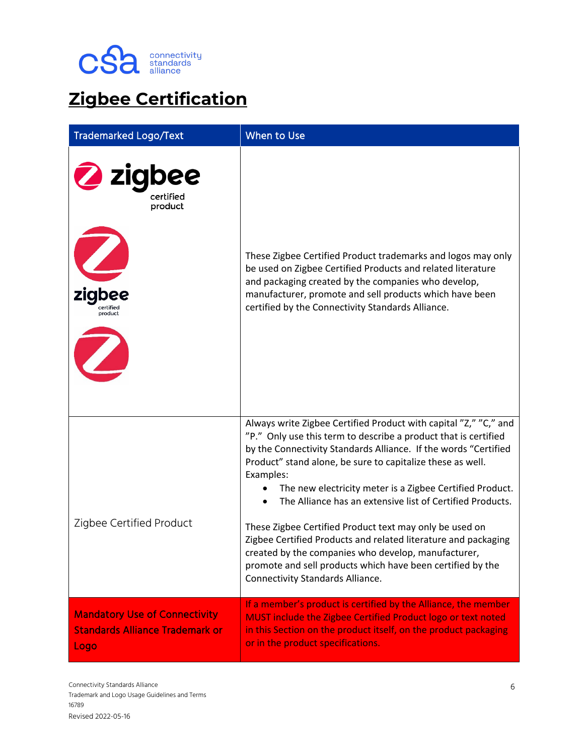# Zigbee Certification

| Trademarked Logo/Text | When to Use |
|---|---|
| zigbee certified product | These Zigbee Certified Product trademarks and logos may only be used on Zigbee Certified Products and related literature and packaging created by the companies who develop, manufacturer, promote and sell products which have been certified by the Connectivity Standards Alliance. |
| Zigbee Certified Product | Always write Zigbee Certified Product with capital "Z," "C," and "P." Only use this term to describe a product that is certified by the Connectivity Standards Alliance. If the words "Certified Product" stand alone, be sure to capitalize these as well. Examples: <br>• The new electricity meter is a Zigbee Certified Product. <br>• The Alliance has an extensive list of Certified Products. <br><br>These Zigbee Certified Product text may only be used on Zigbee Certified Products and related literature and packaging created by the companies who develop, manufacturer, promote and sell products which have been certified by the Connectivity Standards Alliance. |
| Mandatory Use of Connectivity Standards Alliance Trademark or Logo | If a member's product is certified by the Alliance, the member MUST include the Zigbee Certified Product logo or text noted in this Section on the product itself, on the product packaging or in the product specifications. |

Connectivity Standards Alliance
Trademark and Logo Usage Guidelines and Terms
16789
Revised 2022-05-16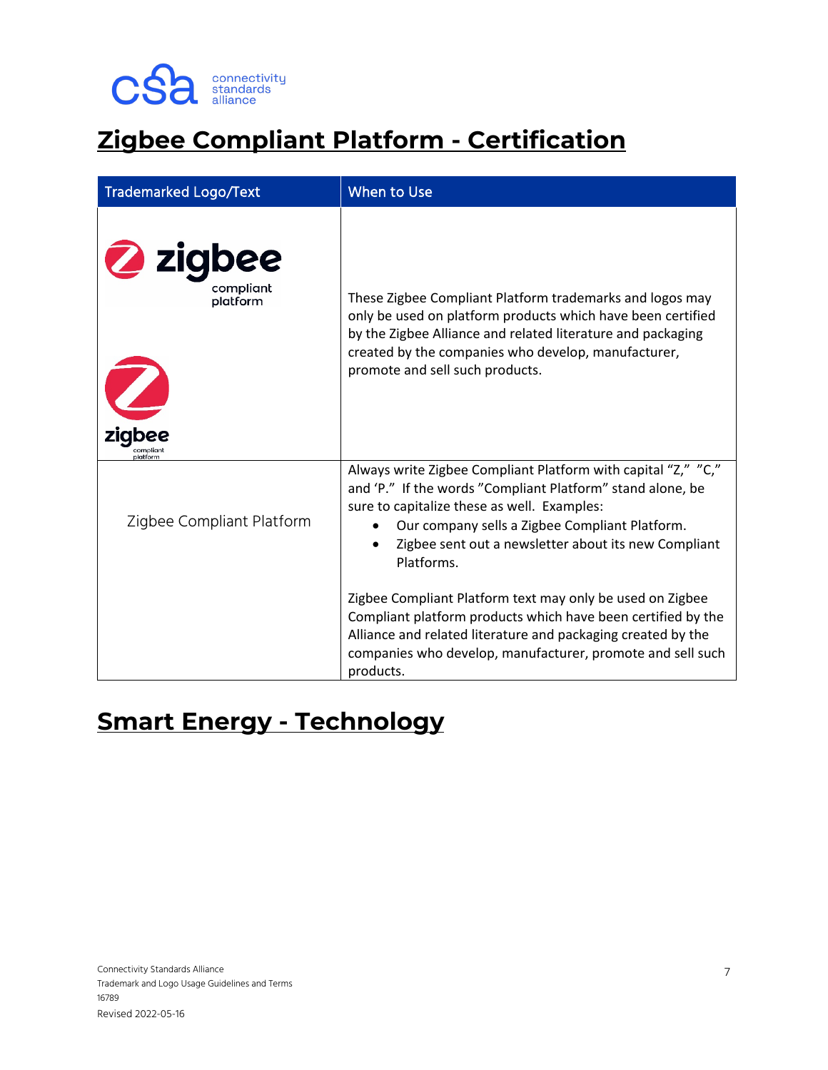## Zigbee Compliant Platform - Certification

| Trademarked Logo/Text | When to Use |
|---|---|
| zigbee compliant platform<br><br>zigbee compliant platform | These Zigbee Compliant Platform trademarks and logos may only be used on platform products which have been certified by the Zigbee Alliance and related literature and packaging created by the companies who develop, manufacturer, promote and sell such products. |
| Zigbee Compliant Platform | Always write Zigbee Compliant Platform with capital "Z," "C," and 'P." If the words "Compliant Platform" stand alone, be sure to capitalize these as well. Examples:<br>• Our company sells a Zigbee Compliant Platform.<br>• Zigbee sent out a newsletter about its new Compliant Platforms.<br><br>Zigbee Compliant Platform text may only be used on Zigbee Compliant platform products which have been certified by the Alliance and related literature and packaging created by the companies who develop, manufacturer, promote and sell such products. |

## Smart Energy - Technology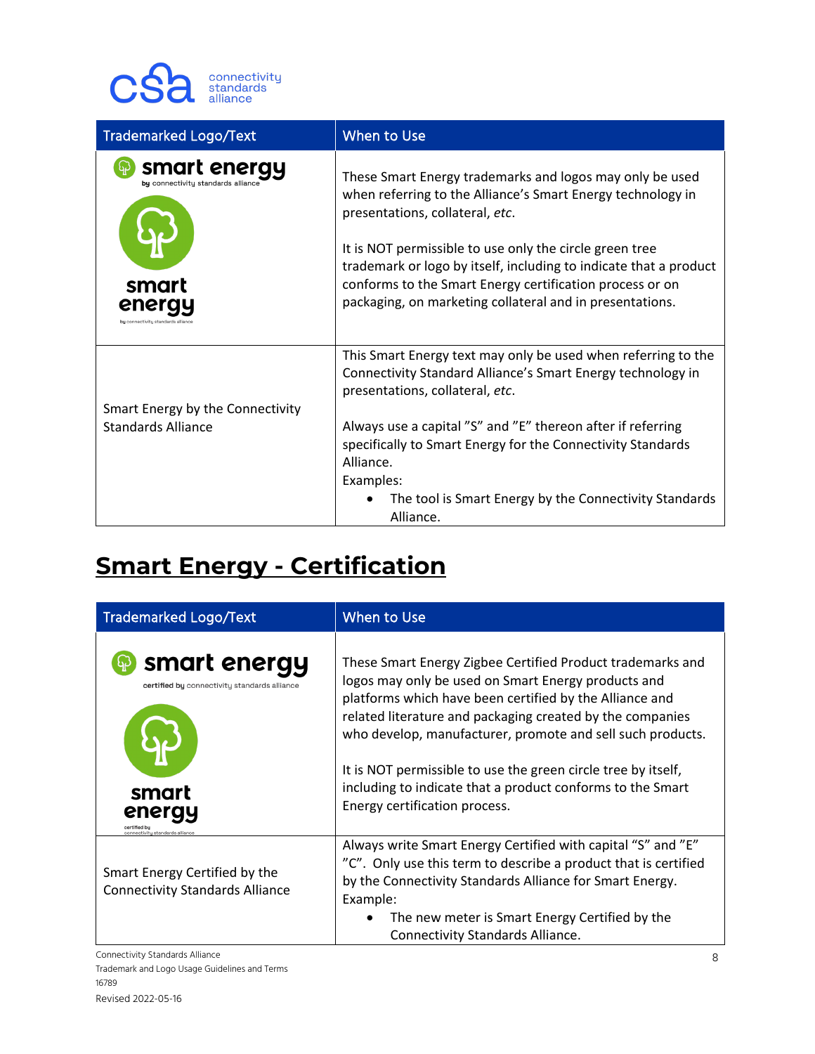| Trademarked Logo/Text | When to Use |
|---|---|
| smart energy by connectivity standards alliance | These Smart Energy trademarks and logos may only be used when referring to the Alliance's Smart Energy technology in presentations, collateral, *etc*.<br><br>It is NOT permissible to use only the circle green tree trademark or logo by itself, including to indicate that a product conforms to the Smart Energy certification process or on packaging, on marketing collateral and in presentations. |
| Smart Energy by the Connectivity Standards Alliance | This Smart Energy text may only be used when referring to the Connectivity Standard Alliance's Smart Energy technology in presentations, collateral, *etc*.<br><br>Always use a capital "S" and "E" thereon after if referring specifically to Smart Energy for the Connectivity Standards Alliance.<br>Examples:<br>• The tool is Smart Energy by the Connectivity Standards Alliance. |

# Smart Energy - Certification

| Trademarked Logo/Text | When to Use |
|---|---|
| smart energy certified by connectivity standards alliance | These Smart Energy Zigbee Certified Product trademarks and logos may only be used on Smart Energy products and platforms which have been certified by the Alliance and related literature and packaging created by the companies who develop, manufacturer, promote and sell such products.<br><br>It is NOT permissible to use the green circle tree by itself, including to indicate that a product conforms to the Smart Energy certification process. |
| Smart Energy Certified by the Connectivity Standards Alliance | Always write Smart Energy Certified with capital "S" and "E" "C". Only use this term to describe a product that is certified by the Connectivity Standards Alliance for Smart Energy.<br>Example:<br>• The new meter is Smart Energy Certified by the Connectivity Standards Alliance. |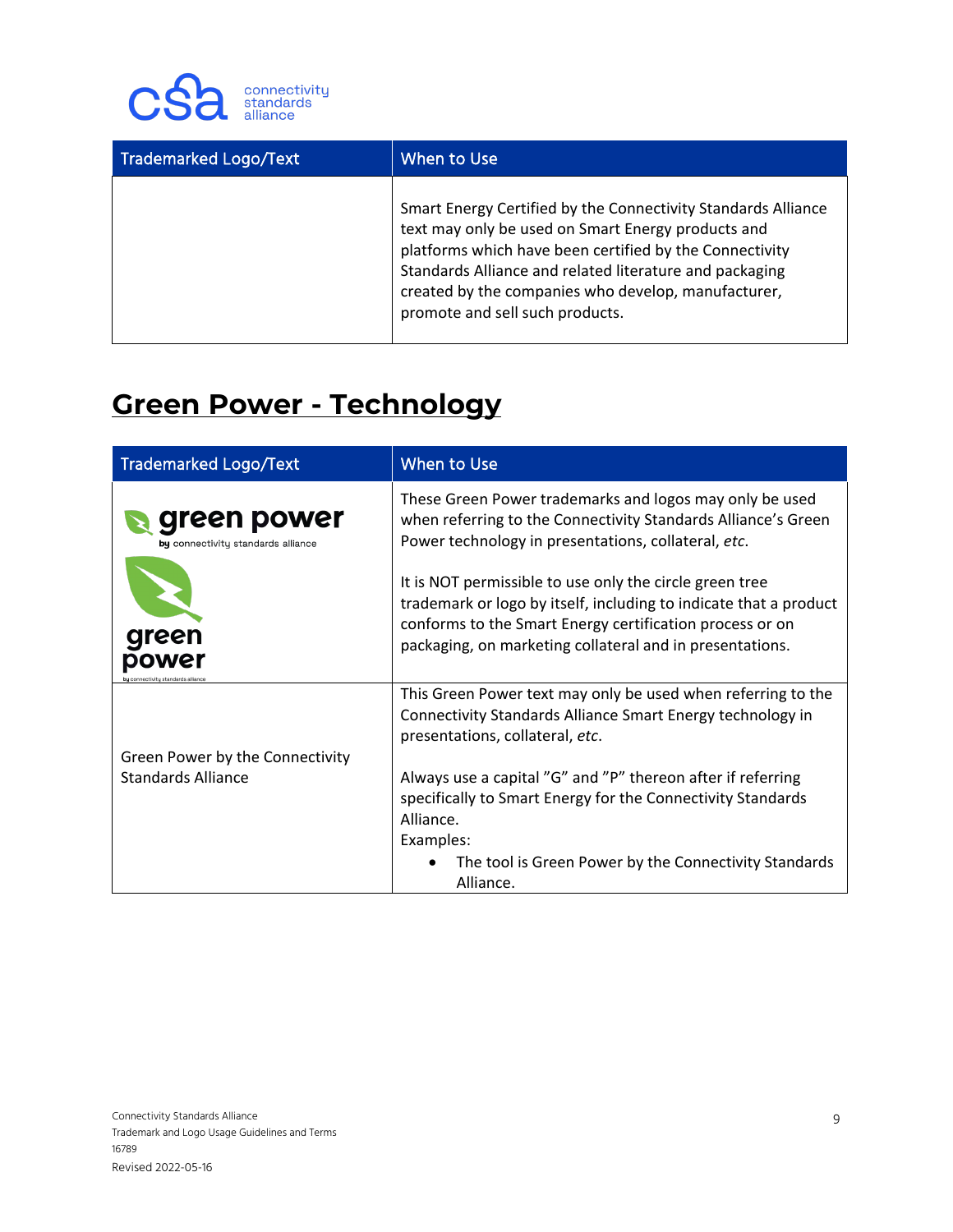| Trademarked Logo/Text | When to Use |
| --- | --- |
| | Smart Energy Certified by the Connectivity Standards Alliance text may only be used on Smart Energy products and platforms which have been certified by the Connectivity Standards Alliance and related literature and packaging created by the companies who develop, manufacturer, promote and sell such products. |

# Green Power - Technology

| Trademarked Logo/Text | When to Use |
| --- | --- |
| green power by connectivity standards alliance<br><br>green power by connectivity standards alliance | These Green Power trademarks and logos may only be used when referring to the Connectivity Standards Alliance's Green Power technology in presentations, collateral, *etc*.<br><br>It is NOT permissible to use only the circle green tree trademark or logo by itself, including to indicate that a product conforms to the Smart Energy certification process or on packaging, on marketing collateral and in presentations. |
| Green Power by the Connectivity Standards Alliance | This Green Power text may only be used when referring to the Connectivity Standards Alliance Smart Energy technology in presentations, collateral, *etc*.<br><br>Always use a capital "G" and "P" thereon after if referring specifically to Smart Energy for the Connectivity Standards Alliance.<br>Examples:<br>• The tool is Green Power by the Connectivity Standards Alliance. |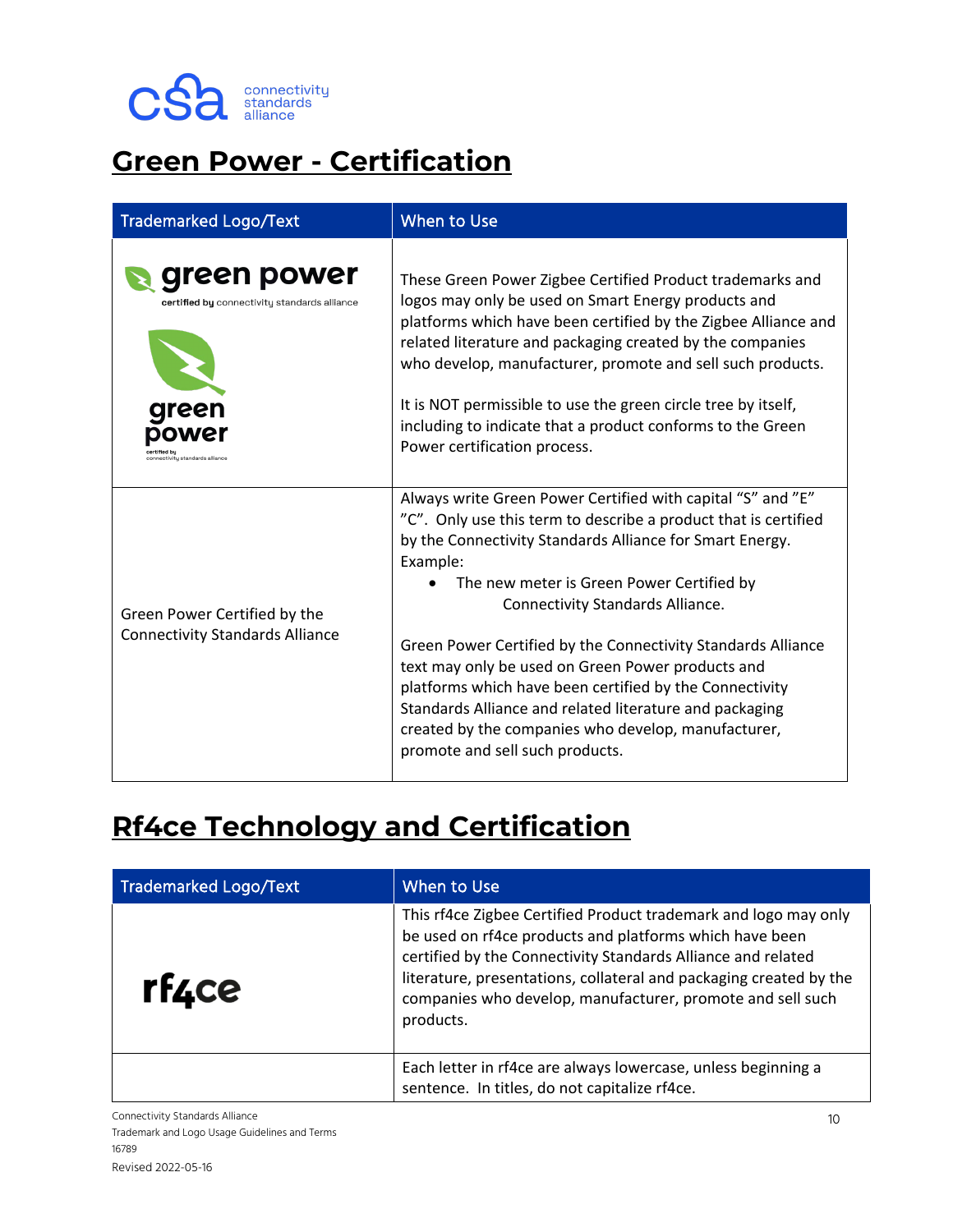## Green Power - Certification

| Trademarked Logo/Text | When to Use |
|---|---|
| green power certified by connectivity standards alliance<br><br>green power certified by connectivity standards alliance | These Green Power Zigbee Certified Product trademarks and logos may only be used on Smart Energy products and platforms which have been certified by the Zigbee Alliance and related literature and packaging created by the companies who develop, manufacturer, promote and sell such products.<br><br>It is NOT permissible to use the green circle tree by itself, including to indicate that a product conforms to the Green Power certification process. |
| Green Power Certified by the Connectivity Standards Alliance | Always write Green Power Certified with capital "S" and "E" "C". Only use this term to describe a product that is certified by the Connectivity Standards Alliance for Smart Energy. Example:<br>• The new meter is Green Power Certified by Connectivity Standards Alliance.<br><br>Green Power Certified by the Connectivity Standards Alliance text may only be used on Green Power products and platforms which have been certified by the Connectivity Standards Alliance and related literature and packaging created by the companies who develop, manufacturer, promote and sell such products. |

## Rf4ce Technology and Certification

| Trademarked Logo/Text | When to Use |
|---|---|
| rf4ce | This rf4ce Zigbee Certified Product trademark and logo may only be used on rf4ce products and platforms which have been certified by the Connectivity Standards Alliance and related literature, presentations, collateral and packaging created by the companies who develop, manufacturer, promote and sell such products. |
| | Each letter in rf4ce are always lowercase, unless beginning a sentence. In titles, do not capitalize rf4ce. |

Connectivity Standards Alliance
Trademark and Logo Usage Guidelines and Terms
16789
Revised 2022-05-16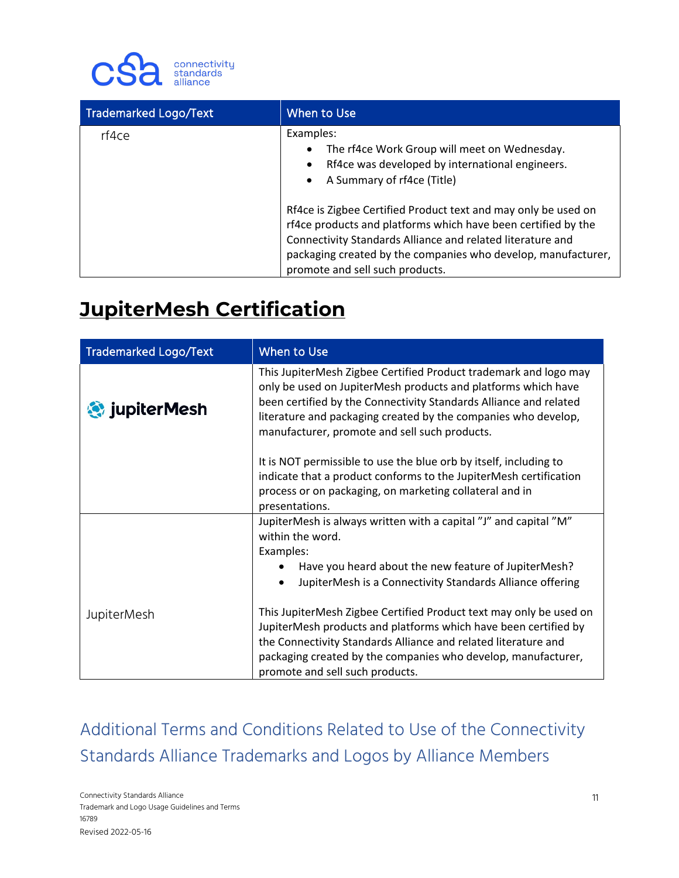| Trademarked Logo/Text | When to Use |
|---|---|
| rf4ce | Examples:<br>• The rf4ce Work Group will meet on Wednesday.<br>• Rf4ce was developed by international engineers.<br>• A Summary of rf4ce (Title)<br><br>Rf4ce is Zigbee Certified Product text and may only be used on rf4ce products and platforms which have been certified by the Connectivity Standards Alliance and related literature and packaging created by the companies who develop, manufacturer, promote and sell such products. |

# JupiterMesh Certification

| Trademarked Logo/Text | When to Use |
|---|---|
| jupiterMesh | This JupiterMesh Zigbee Certified Product trademark and logo may only be used on JupiterMesh products and platforms which have been certified by the Connectivity Standards Alliance and related literature and packaging created by the companies who develop, manufacturer, promote and sell such products.<br><br>It is NOT permissible to use the blue orb by itself, including to indicate that a product conforms to the JupiterMesh certification process or on packaging, on marketing collateral and in presentations. |
| JupiterMesh | JupiterMesh is always written with a capital "J" and capital "M" within the word.<br>Examples:<br>• Have you heard about the new feature of JupiterMesh?<br>• JupiterMesh is a Connectivity Standards Alliance offering<br><br>This JupiterMesh Zigbee Certified Product text may only be used on JupiterMesh products and platforms which have been certified by the Connectivity Standards Alliance and related literature and packaging created by the companies who develop, manufacturer, promote and sell such products. |

## Additional Terms and Conditions Related to Use of the Connectivity Standards Alliance Trademarks and Logos by Alliance Members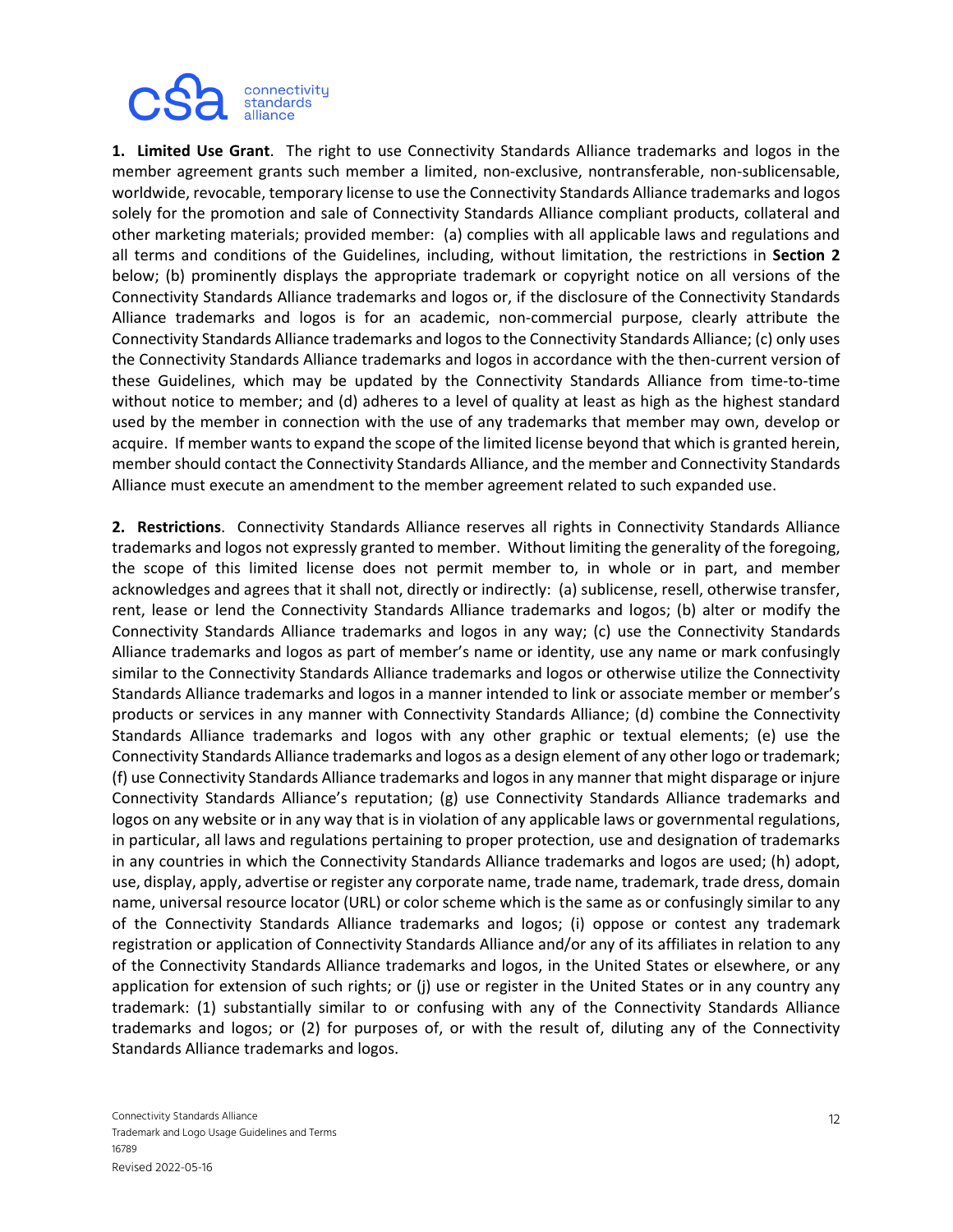**1. Limited Use Grant**. The right to use Connectivity Standards Alliance trademarks and logos in the member agreement grants such member a limited, non-exclusive, nontransferable, non-sublicensable, worldwide, revocable, temporary license to use the Connectivity Standards Alliance trademarks and logos solely for the promotion and sale of Connectivity Standards Alliance compliant products, collateral and other marketing materials; provided member: (a) complies with all applicable laws and regulations and all terms and conditions of the Guidelines, including, without limitation, the restrictions in **Section 2** below; (b) prominently displays the appropriate trademark or copyright notice on all versions of the Connectivity Standards Alliance trademarks and logos or, if the disclosure of the Connectivity Standards Alliance trademarks and logos is for an academic, non-commercial purpose, clearly attribute the Connectivity Standards Alliance trademarks and logos to the Connectivity Standards Alliance; (c) only uses the Connectivity Standards Alliance trademarks and logos in accordance with the then-current version of these Guidelines, which may be updated by the Connectivity Standards Alliance from time-to-time without notice to member; and (d) adheres to a level of quality at least as high as the highest standard used by the member in connection with the use of any trademarks that member may own, develop or acquire. If member wants to expand the scope of the limited license beyond that which is granted herein, member should contact the Connectivity Standards Alliance, and the member and Connectivity Standards Alliance must execute an amendment to the member agreement related to such expanded use.

**2. Restrictions**. Connectivity Standards Alliance reserves all rights in Connectivity Standards Alliance trademarks and logos not expressly granted to member. Without limiting the generality of the foregoing, the scope of this limited license does not permit member to, in whole or in part, and member acknowledges and agrees that it shall not, directly or indirectly: (a) sublicense, resell, otherwise transfer, rent, lease or lend the Connectivity Standards Alliance trademarks and logos; (b) alter or modify the Connectivity Standards Alliance trademarks and logos in any way; (c) use the Connectivity Standards Alliance trademarks and logos as part of member's name or identity, use any name or mark confusingly similar to the Connectivity Standards Alliance trademarks and logos or otherwise utilize the Connectivity Standards Alliance trademarks and logos in a manner intended to link or associate member or member's products or services in any manner with Connectivity Standards Alliance; (d) combine the Connectivity Standards Alliance trademarks and logos with any other graphic or textual elements; (e) use the Connectivity Standards Alliance trademarks and logos as a design element of any other logo or trademark; (f) use Connectivity Standards Alliance trademarks and logos in any manner that might disparage or injure Connectivity Standards Alliance's reputation; (g) use Connectivity Standards Alliance trademarks and logos on any website or in any way that is in violation of any applicable laws or governmental regulations, in particular, all laws and regulations pertaining to proper protection, use and designation of trademarks in any countries in which the Connectivity Standards Alliance trademarks and logos are used; (h) adopt, use, display, apply, advertise or register any corporate name, trade name, trademark, trade dress, domain name, universal resource locator (URL) or color scheme which is the same as or confusingly similar to any of the Connectivity Standards Alliance trademarks and logos; (i) oppose or contest any trademark registration or application of Connectivity Standards Alliance and/or any of its affiliates in relation to any of the Connectivity Standards Alliance trademarks and logos, in the United States or elsewhere, or any application for extension of such rights; or (j) use or register in the United States or in any country any trademark: (1) substantially similar to or confusing with any of the Connectivity Standards Alliance trademarks and logos; or (2) for purposes of, or with the result of, diluting any of the Connectivity Standards Alliance trademarks and logos.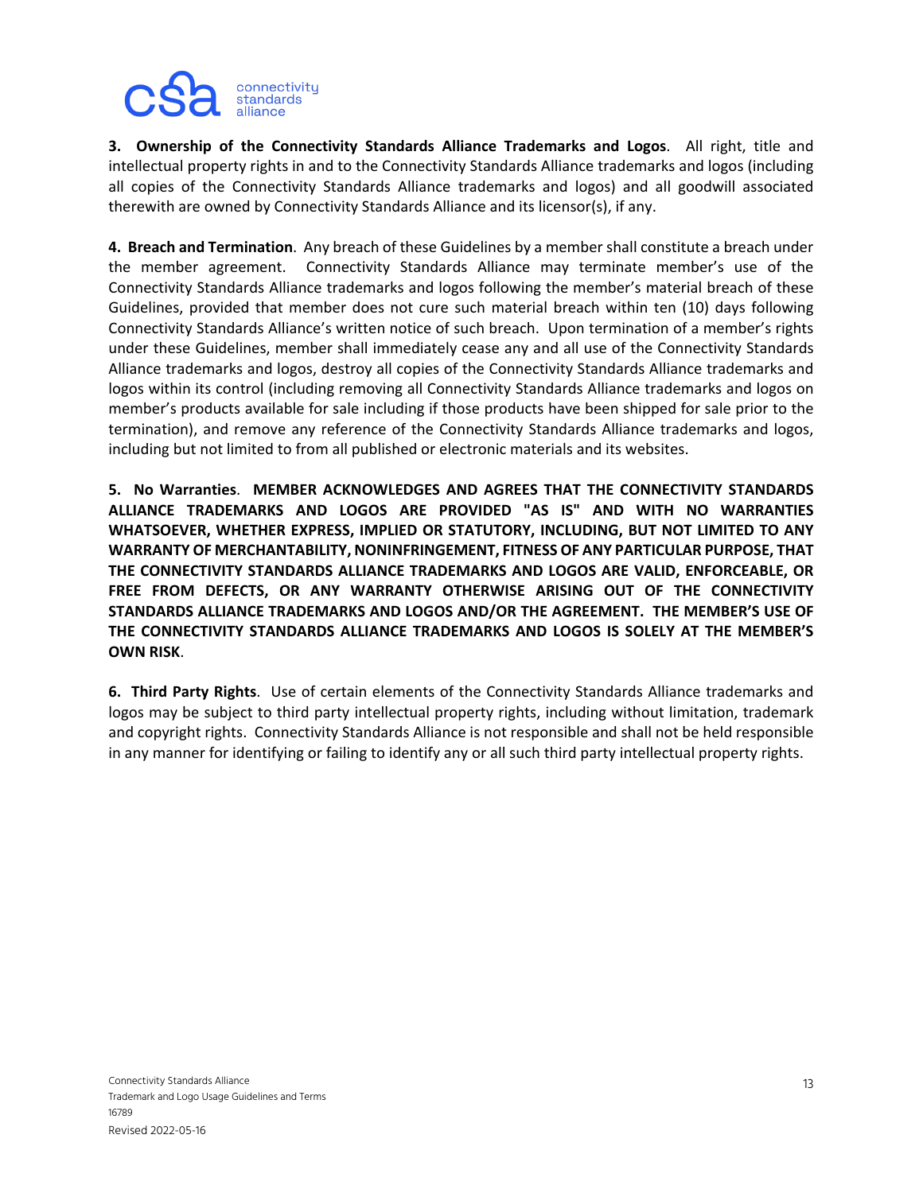**3. Ownership of the Connectivity Standards Alliance Trademarks and Logos**. All right, title and intellectual property rights in and to the Connectivity Standards Alliance trademarks and logos (including all copies of the Connectivity Standards Alliance trademarks and logos) and all goodwill associated therewith are owned by Connectivity Standards Alliance and its licensor(s), if any.

**4. Breach and Termination**. Any breach of these Guidelines by a member shall constitute a breach under the member agreement. Connectivity Standards Alliance may terminate member's use of the Connectivity Standards Alliance trademarks and logos following the member's material breach of these Guidelines, provided that member does not cure such material breach within ten (10) days following Connectivity Standards Alliance's written notice of such breach. Upon termination of a member's rights under these Guidelines, member shall immediately cease any and all use of the Connectivity Standards Alliance trademarks and logos, destroy all copies of the Connectivity Standards Alliance trademarks and logos within its control (including removing all Connectivity Standards Alliance trademarks and logos on member's products available for sale including if those products have been shipped for sale prior to the termination), and remove any reference of the Connectivity Standards Alliance trademarks and logos, including but not limited to from all published or electronic materials and its websites.

**5. No Warranties**. **MEMBER ACKNOWLEDGES AND AGREES THAT THE CONNECTIVITY STANDARDS ALLIANCE TRADEMARKS AND LOGOS ARE PROVIDED "AS IS" AND WITH NO WARRANTIES WHATSOEVER, WHETHER EXPRESS, IMPLIED OR STATUTORY, INCLUDING, BUT NOT LIMITED TO ANY WARRANTY OF MERCHANTABILITY, NONINFRINGEMENT, FITNESS OF ANY PARTICULAR PURPOSE, THAT THE CONNECTIVITY STANDARDS ALLIANCE TRADEMARKS AND LOGOS ARE VALID, ENFORCEABLE, OR FREE FROM DEFECTS, OR ANY WARRANTY OTHERWISE ARISING OUT OF THE CONNECTIVITY STANDARDS ALLIANCE TRADEMARKS AND LOGOS AND/OR THE AGREEMENT. THE MEMBER'S USE OF THE CONNECTIVITY STANDARDS ALLIANCE TRADEMARKS AND LOGOS IS SOLELY AT THE MEMBER'S OWN RISK**.

**6. Third Party Rights**. Use of certain elements of the Connectivity Standards Alliance trademarks and logos may be subject to third party intellectual property rights, including without limitation, trademark and copyright rights. Connectivity Standards Alliance is not responsible and shall not be held responsible in any manner for identifying or failing to identify any or all such third party intellectual property rights.